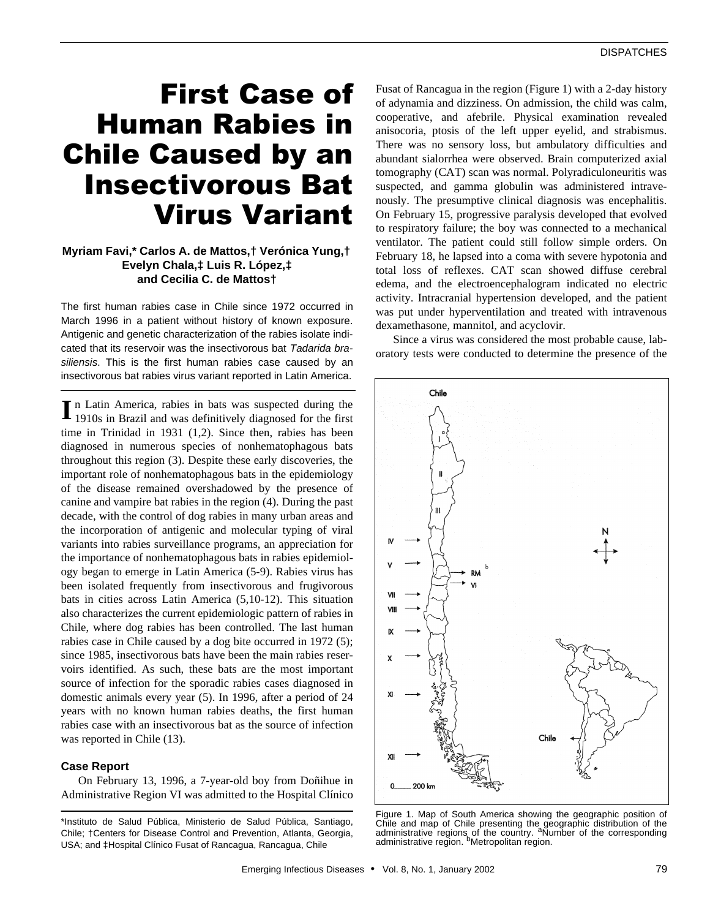# First Case of Human Rabies in Chile Caused by an Insectivorous Bat Virus Variant

**Myriam Favi,* Carlos A. de Mattos,† Verónica Yung,† Evelyn Chala,‡ Luis R. López,‡ and Cecilia C. de Mattos†**

The first human rabies case in Chile since 1972 occurred in March 1996 in a patient without history of known exposure. Antigenic and genetic characterization of the rabies isolate indicated that its reservoir was the insectivorous bat *Tadarida brasiliensis*. This is the first human rabies case caused by an insectivorous bat rabies virus variant reported in Latin America.

In Latin America, rabies in bats was suspected during the 1910s in Brazil and was definitively diagnosed for the first time in Trinidad in 1931 (1,2). Since then, rabies has been diagnosed in numerous species of nonhematophagous bats throughout this region (3). Despite these early discoveries, the important role of nonhematophagous bats in the epidemiology of the disease remained overshadowed by the presence of canine and vampire bat rabies in the region (4). During the past decade, with the control of dog rabies in many urban areas and the incorporation of antigenic and molecular typing of viral variants into rabies surveillance programs, an appreciation for the importance of nonhematophagous bats in rabies epidemiology began to emerge in Latin America (5-9). Rabies virus has been isolated frequently from insectivorous and frugivorous bats in cities across Latin America (5,10-12). This situation also characterizes the current epidemiologic pattern of rabies in Chile, where dog rabies has been controlled. The last human rabies case in Chile caused by a dog bite occurred in 1972 (5); since 1985, insectivorous bats have been the main rabies reservoirs identified. As such, these bats are the most important source of infection for the sporadic rabies cases diagnosed in domestic animals every year (5). In 1996, after a period of 24 years with no known human rabies deaths, the first human rabies case with an insectivorous bat as the source of infection was reported in Chile (13).

## Case Report

On February 13, 1996, a 7-year-old boy from Doñihue in Administrative Region VI was admitted to the Hospital Clínico Fusat of Rancagua in the region (Figure 1) with a 2-day history of adynamia and dizziness. On admission, the child was calm, cooperative, and afebrile. Physical examination revealed anisocoria, ptosis of the left upper eyelid, and strabismus. There was no sensory loss, but ambulatory difficulties and abundant sialorrhea were observed. Brain computerized axial tomography (CAT) scan was normal. Polyradiculoneuritis was suspected, and gamma globulin was administered intravenously. The presumptive clinical diagnosis was encephalitis. On February 15, progressive paralysis developed that evolved to respiratory failure; the boy was connected to a mechanical ventilator. The patient could still follow simple orders. On February 18, he lapsed into a coma with severe hypotonia and total loss of reflexes. CAT scan showed diffuse cerebral edema, and the electroencephalogram indicated no electric activity. Intracranial hypertension developed, and the patient was put under hyperventilation and treated with intravenous dexamethasone, mannitol, and acyclovir.

Since a virus was considered the most probable cause, laboratory tests were conducted to determine the presence of the

Figure 1. Map of South America showing the geographic position of Chile and map of Chile presenting the geographic distribution of the administrative regions of the country. [a]Number of the corresponding administrative region. [b]Metropolitan region.

*Instituto de Salud Pública, Ministerio de Salud Pública, Santiago, Chile; †Centers for Disease Control and Prevention, Atlanta, Georgia, USA; and ‡Hospital Clínico Fusat of Rancagua, Rancagua, Chile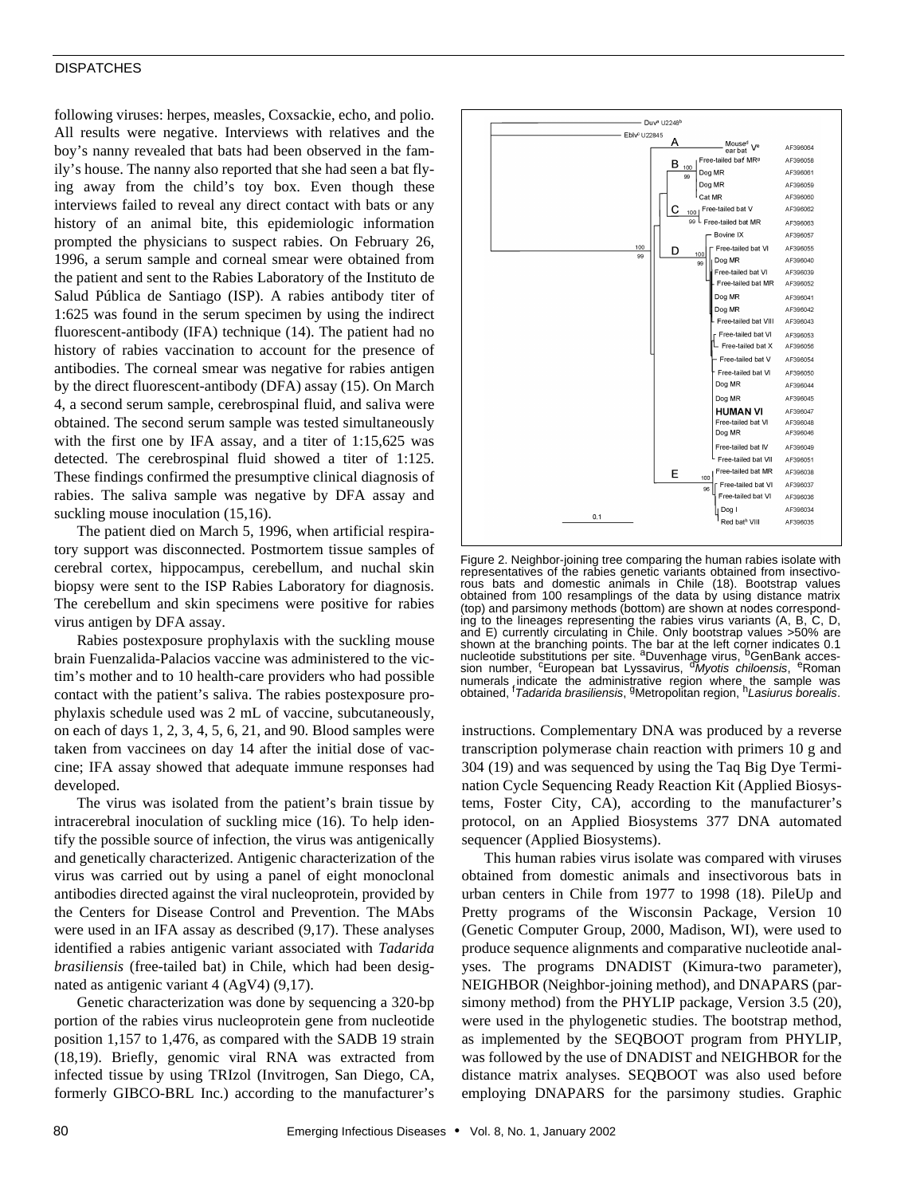following viruses: herpes, measles, Coxsackie, echo, and polio. All results were negative. Interviews with relatives and the boy's nanny revealed that bats had been observed in the family's house. The nanny also reported that she had seen a bat flying away from the child's toy box. Even though these interviews failed to reveal any direct contact with bats or any history of an animal bite, this epidemiologic information prompted the physicians to suspect rabies. On February 26, 1996, a serum sample and corneal smear were obtained from the patient and sent to the Rabies Laboratory of the Instituto de Salud Pública de Santiago (ISP). A rabies antibody titer of 1:625 was found in the serum specimen by using the indirect fluorescent-antibody (IFA) technique (14). The patient had no history of rabies vaccination to account for the presence of antibodies. The corneal smear was negative for rabies antigen by the direct fluorescent-antibody (DFA) assay (15). On March 4, a second serum sample, cerebrospinal fluid, and saliva were obtained. The second serum sample was tested simultaneously with the first one by IFA assay, and a titer of 1:15,625 was detected. The cerebrospinal fluid showed a titer of 1:125. These findings confirmed the presumptive clinical diagnosis of rabies. The saliva sample was negative by DFA assay and suckling mouse inoculation (15,16).

The patient died on March 5, 1996, when artificial respiratory support was disconnected. Postmortem tissue samples of cerebral cortex, hippocampus, cerebellum, and nuchal skin biopsy were sent to the ISP Rabies Laboratory for diagnosis. The cerebellum and skin specimens were positive for rabies virus antigen by DFA assay.

Rabies postexposure prophylaxis with the suckling mouse brain Fuenzalida-Palacios vaccine was administered to the victim's mother and to 10 health-care providers who had possible contact with the patient's saliva. The rabies postexposure prophylaxis schedule used was 2 mL of vaccine, subcutaneously, on each of days 1, 2, 3, 4, 5, 6, 21, and 90. Blood samples were taken from vaccinees on day 14 after the initial dose of vaccine; IFA assay showed that adequate immune responses had developed.

The virus was isolated from the patient's brain tissue by intracerebral inoculation of suckling mice (16). To help identify the possible source of infection, the virus was antigenically and genetically characterized. Antigenic characterization of the virus was carried out by using a panel of eight monoclonal antibodies directed against the viral nucleoprotein, provided by the Centers for Disease Control and Prevention. The MAbs were used in an IFA assay as described (9,17). These analyses identified a rabies antigenic variant associated with *Tadarida brasiliensis* (free-tailed bat) in Chile, which had been designated as antigenic variant 4 (AgV4) (9,17).

Genetic characterization was done by sequencing a 320-bp portion of the rabies virus nucleoprotein gene from nucleotide position 1,157 to 1,476, as compared with the SADB 19 strain (18,19). Briefly, genomic viral RNA was extracted from infected tissue by using TRIzol (Invitrogen, San Diego, CA, formerly GIBCO-BRL Inc.) according to the manufacturer's instructions. Complementary DNA was produced by a reverse transcription polymerase chain reaction with primers 10 g and 304 (19) and was sequenced by using the Taq Big Dye Termination Cycle Sequencing Ready Reaction Kit (Applied Biosystems, Foster City, CA), according to the manufacturer's protocol, on an Applied Biosystems 377 DNA automated sequencer (Applied Biosystems).

Figure 2. Neighbor-joining tree comparing the human rabies isolate with representatives of the rabies genetic variants obtained from insectivorous bats and domestic animals in Chile (18). Bootstrap values obtained from 100 resamplings of the data by using distance matrix (top) and parsimony methods (bottom) are shown at nodes corresponding to the lineages representing the rabies virus variants (A, B, C, D, and E) currently circulating in Chile. Only bootstrap values >50% are shown at the branching points. The bar at the left corner indicates 0.1 nucleotide substitutions per site. [a]Duvenhage virus, [b]GenBank accession number, [c]European bat Lyssavirus, [d]*Myotis chiloensis*, [e]Roman numerals indicate the administrative region where the sample was obtained, [f]*Tadarida brasiliensis*, [g]Metropolitan region, [h]*Lasiurus borealis*.

This human rabies virus isolate was compared with viruses obtained from domestic animals and insectivorous bats in urban centers in Chile from 1977 to 1998 (18). PileUp and Pretty programs of the Wisconsin Package, Version 10 (Genetic Computer Group, 2000, Madison, WI), were used to produce sequence alignments and comparative nucleotide analyses. The programs DNADIST (Kimura-two parameter), NEIGHBOR (Neighbor-joining method), and DNAPARS (parsimony method) from the PHYLIP package, Version 3.5 (20), were used in the phylogenetic studies. The bootstrap method, as implemented by the SEQBOOT program from PHYLIP, was followed by the use of DNADIST and NEIGHBOR for the distance matrix analyses. SEQBOOT was also used before employing DNAPARS for the parsimony studies. Graphic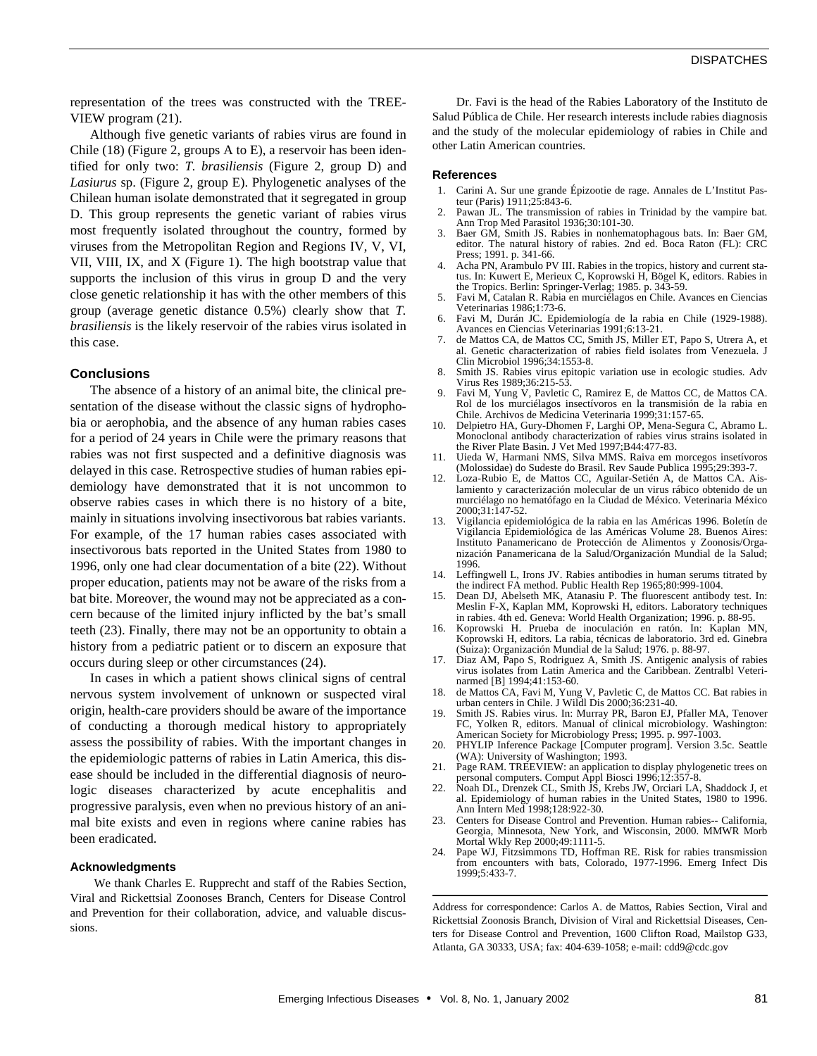representation of the trees was constructed with the TREE-VIEW program (21).

Although five genetic variants of rabies virus are found in Chile (18) (Figure 2, groups A to E), a reservoir has been identified for only two: *T. brasiliensis* (Figure 2, group D) and *Lasiurus* sp. (Figure 2, group E). Phylogenetic analyses of the Chilean human isolate demonstrated that it segregated in group D. This group represents the genetic variant of rabies virus most frequently isolated throughout the country, formed by viruses from the Metropolitan Region and Regions IV, V, VI, VII, VIII, IX, and X (Figure 1). The high bootstrap value that supports the inclusion of this virus in group D and the very close genetic relationship it has with the other members of this group (average genetic distance 0.5%) clearly show that *T. brasiliensis* is the likely reservoir of the rabies virus isolated in this case.

## Conclusions

The absence of a history of an animal bite, the clinical presentation of the disease without the classic signs of hydrophobia or aerophobia, and the absence of any human rabies cases for a period of 24 years in Chile were the primary reasons that rabies was not first suspected and a definitive diagnosis was delayed in this case. Retrospective studies of human rabies epidemiology have demonstrated that it is not uncommon to observe rabies cases in which there is no history of a bite, mainly in situations involving insectivorous bat rabies variants. For example, of the 17 human rabies cases associated with insectivorous bats reported in the United States from 1980 to 1996, only one had clear documentation of a bite (22). Without proper education, patients may not be aware of the risks from a bat bite. Moreover, the wound may not be appreciated as a concern because of the limited injury inflicted by the bat's small teeth (23). Finally, there may not be an opportunity to obtain a history from a pediatric patient or to discern an exposure that occurs during sleep or other circumstances (24).

In cases in which a patient shows clinical signs of central nervous system involvement of unknown or suspected viral origin, health-care providers should be aware of the importance of conducting a thorough medical history to appropriately assess the possibility of rabies. With the important changes in the epidemiologic patterns of rabies in Latin America, this disease should be included in the differential diagnosis of neurologic diseases characterized by acute encephalitis and progressive paralysis, even when no previous history of an animal bite exists and even in regions where canine rabies has been eradicated.

### Acknowledgments

We thank Charles E. Rupprecht and staff of the Rabies Section, Viral and Rickettsial Zoonoses Branch, Centers for Disease Control and Prevention for their collaboration, advice, and valuable discussions.

Dr. Favi is the head of the Rabies Laboratory of the Instituto de Salud Pública de Chile. Her research interests include rabies diagnosis and the study of the molecular epidemiology of rabies in Chile and other Latin American countries.

### References

1. Carini A. Sur une grande Épizootie de rage. Annales de L'Institut Pasteur (Paris) 1911;25:843-6.
2. Pawan JL. The transmission of rabies in Trinidad by the vampire bat. Ann Trop Med Parasitol 1936;30:101-30.
3. Baer GM, Smith JS. Rabies in nonhematophagous bats. In: Baer GM, editor. The natural history of rabies. 2nd ed. Boca Raton (FL): CRC Press; 1991. p. 341-66.
4. Acha PN, Arambulo PV III. Rabies in the tropics, history and current status. In: Kuwert E, Merieux C, Koprowski H, Bögel K, editors. Rabies in the Tropics. Berlin: Springer-Verlag; 1985. p. 343-59.
5. Favi M, Catalan R. Rabia en murciélagos en Chile. Avances en Ciencias Veterinarias 1986;1:73-6.
6. Favi M, Durán JC. Epidemiología de la rabia en Chile (1929-1988). Avances en Ciencias Veterinarias 1991;6:13-21.
7. de Mattos CA, de Mattos CC, Smith JS, Miller ET, Papo S, Utrera A, et al. Genetic characterization of rabies field isolates from Venezuela. J Clin Microbiol 1996;34:1553-8.
8. Smith JS. Rabies virus epitopic variation use in ecologic studies. Adv Virus Res 1989;36:215-53.
9. Favi M, Yung V, Pavletic C, Ramirez E, de Mattos CC, de Mattos CA. Rol de los murciélagos insectívoros en la transmisión de la rabia en Chile. Archivos de Medicina Veterinaria 1999;31:157-65.
10. Delpietro HA, Gury-Dhomen F, Larghi OP, Mena-Segura C, Abramo L. Monoclonal antibody characterization of rabies virus strains isolated in the River Plate Basin. J Vet Med 1997;B44:477-83.
11. Uieda W, Harmani NMS, Silva MMS. Raiva em morcegos insetívoros (Molossidae) do Sudeste do Brasil. Rev Saude Publica 1995;29:393-7.
12. Loza-Rubio E, de Mattos CC, Aguilar-Setién A, de Mattos CA. Aislamiento y caracterización molecular de un virus rábico obtenido de un murciélago no hematófago en la Ciudad de México. Veterinaria México 2000;31:147-52.
13. Vigilancia epidemiológica de la rabia en las Américas 1996. Boletín de Vigilancia Epidemiológica de las Américas Volume 28. Buenos Aires: Instituto Panamericano de Protección de Alimentos y Zoonosis/Organización Panamericana de la Salud/Organización Mundial de la Salud; 1996.
14. Leffingwell L, Irons JV. Rabies antibodies in human serums titrated by the indirect FA method. Public Health Rep 1965;80:999-1004.
15. Dean DJ, Abelseth MK, Atanasiu P. The fluorescent antibody test. In: Meslin F-X, Kaplan MM, Koprowski H, editors. Laboratory techniques in rabies. 4th ed. Geneva: World Health Organization; 1996. p. 88-95.
16. Koprowski H. Prueba de inoculación en ratón. In: Kaplan MN, Koprowski H, editors. La rabia, técnicas de laboratorio. 3rd ed. Ginebra (Suiza): Organización Mundial de la Salud; 1976. p. 88-97.
17. Diaz AM, Papo S, Rodriguez A, Smith JS. Antigenic analysis of rabies virus isolates from Latin America and the Caribbean. Zentralbl Veterinarmed [B] 1994;41:153-60.
18. de Mattos CA, Favi M, Yung V, Pavletic C, de Mattos CC. Bat rabies in urban centers in Chile. J Wildl Dis 2000;36:231-40.
19. Smith JS. Rabies virus. In: Murray PR, Baron EJ, Pfaller MA, Tenover FC, Yolken R, editors. Manual of clinical microbiology. Washington: American Society for Microbiology Press; 1995. p. 997-1003.
20. PHYLIP Inference Package [Computer program]. Version 3.5c. Seattle (WA): University of Washington; 1993.
21. Page RAM. TREEVIEW: an application to display phylogenetic trees on personal computers. Comput Appl Biosci 1996;12:357-8.
22. Noah DL, Drenzek CL, Smith JS, Krebs JW, Orciari LA, Shaddock J, et al. Epidemiology of human rabies in the United States, 1980 to 1996. Ann Intern Med 1998;128:922-30.
23. Centers for Disease Control and Prevention. Human rabies-- California, Georgia, Minnesota, New York, and Wisconsin, 2000. MMWR Morb Mortal Wkly Rep 2000;49:1111-5.
24. Pape WJ, Fitzsimmons TD, Hoffman RE. Risk for rabies transmission from encounters with bats, Colorado, 1977-1996. Emerg Infect Dis 1999;5:433-7.

Address for correspondence: Carlos A. de Mattos, Rabies Section, Viral and Rickettsial Zoonosis Branch, Division of Viral and Rickettsial Diseases, Centers for Disease Control and Prevention, 1600 Clifton Road, Mailstop G33, Atlanta, GA 30333, USA; fax: 404-639-1058; e-mail: cdd9@cdc.gov